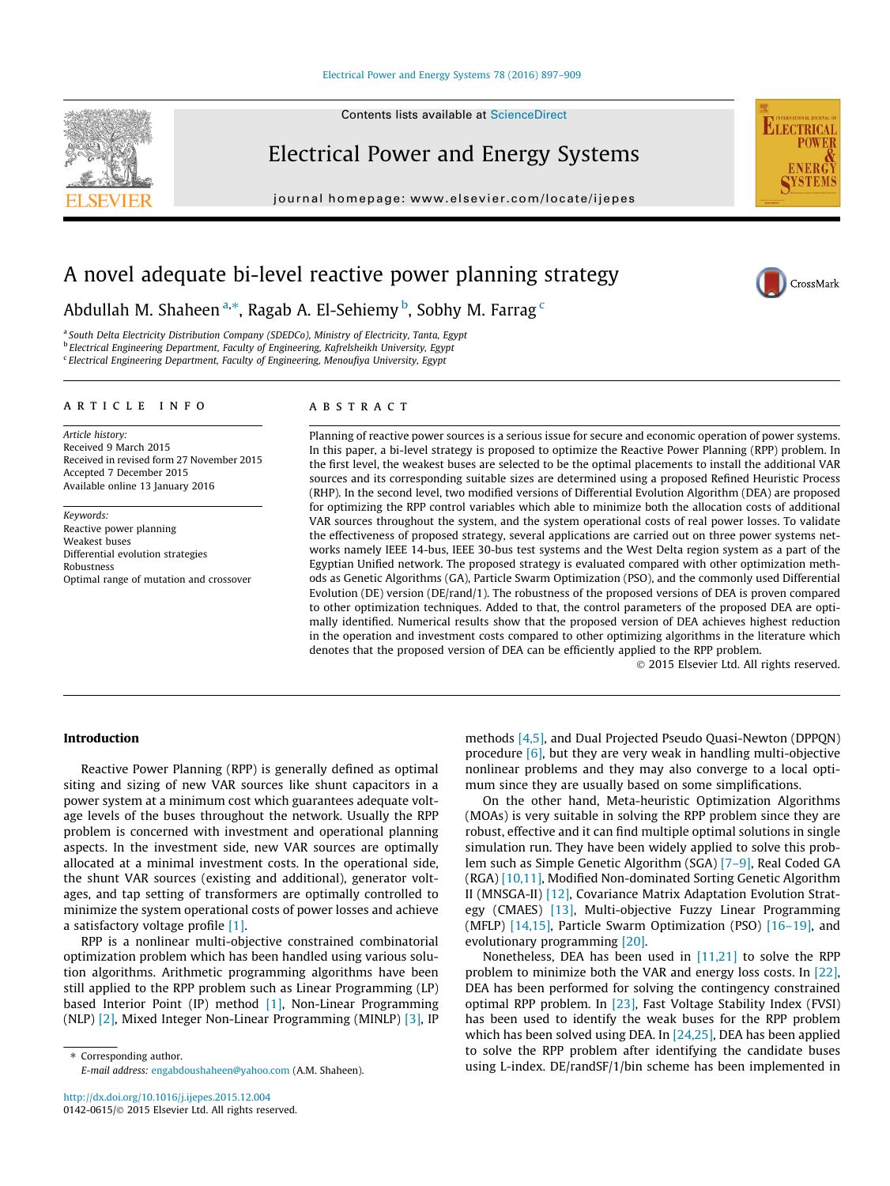# A novel adequate bi-level reactive power planning strategy

Abdullah M. Shaheen [a,*], Ragab A. El-Sehiemy [b], Sobhy M. Farrag [c]

[a] South Delta Electricity Distribution Company (SDEDCo), Ministry of Electricity, Tanta, Egypt
[b] Electrical Engineering Department, Faculty of Engineering, Kafrelsheikh University, Egypt
[c] Electrical Engineering Department, Faculty of Engineering, Menoufiya University, Egypt

## ARTICLE INFO

*Article history:*
Received 9 March 2015
Received in revised form 27 November 2015
Accepted 7 December 2015
Available online 13 January 2016

*Keywords:*
Reactive power planning
Weakest buses
Differential evolution strategies
Robustness
Optimal range of mutation and crossover

## ABSTRACT

Planning of reactive power sources is a serious issue for secure and economic operation of power systems. In this paper, a bi-level strategy is proposed to optimize the Reactive Power Planning (RPP) problem. In the first level, the weakest buses are selected to be the optimal placements to install the additional VAR sources and its corresponding suitable sizes are determined using a proposed Refined Heuristic Process (RHP). In the second level, two modified versions of Differential Evolution Algorithm (DEA) are proposed for optimizing the RPP control variables which able to minimize both the allocation costs of additional VAR sources throughout the system, and the system operational costs of real power losses. To validate the effectiveness of proposed strategy, several applications are carried out on three power systems networks namely IEEE 14-bus, IEEE 30-bus test systems and the West Delta region system as a part of the Egyptian Unified network. The proposed strategy is evaluated compared with other optimization methods as Genetic Algorithms (GA), Particle Swarm Optimization (PSO), and the commonly used Differential Evolution (DE) version (DE/rand/1). The robustness of the proposed versions of DEA is proven compared to other optimization techniques. Added to that, the control parameters of the proposed DEA are optimally identified. Numerical results show that the proposed version of DEA achieves highest reduction in the operation and investment costs compared to other optimizing algorithms in the literature which denotes that the proposed version of DEA can be efficiently applied to the RPP problem.

© 2015 Elsevier Ltd. All rights reserved.

## Introduction

Reactive Power Planning (RPP) is generally defined as optimal siting and sizing of new VAR sources like shunt capacitors in a power system at a minimum cost which guarantees adequate voltage levels of the buses throughout the network. Usually the RPP problem is concerned with investment and operational planning aspects. In the investment side, new VAR sources are optimally allocated at a minimal investment costs. In the operational side, the shunt VAR sources (existing and additional), generator voltages, and tap setting of transformers are optimally controlled to minimize the system operational costs of power losses and achieve a satisfactory voltage profile [1].

RPP is a nonlinear multi-objective constrained combinatorial optimization problem which has been handled using various solution algorithms. Arithmetic programming algorithms have been still applied to the RPP problem such as Linear Programming (LP) based Interior Point (IP) method [1], Non-Linear Programming (NLP) [2], Mixed Integer Non-Linear Programming (MINLP) [3], IP methods [4,5], and Dual Projected Pseudo Quasi-Newton (DPPQN) procedure [6], but they are very weak in handling multi-objective nonlinear problems and they may also converge to a local optimum since they are usually based on some simplifications.

On the other hand, Meta-heuristic Optimization Algorithms (MOAs) is very suitable in solving the RPP problem since they are robust, effective and it can find multiple optimal solutions in single simulation run. They have been widely applied to solve this problem such as Simple Genetic Algorithm (SGA) [7–9], Real Coded GA (RGA) [10,11], Modified Non-dominated Sorting Genetic Algorithm II (MNSGA-II) [12], Covariance Matrix Adaptation Evolution Strategy (CMAES) [13], Multi-objective Fuzzy Linear Programming (MFLP) [14,15], Particle Swarm Optimization (PSO) [16–19], and evolutionary programming [20].

Nonetheless, DEA has been used in [11,21] to solve the RPP problem to minimize both the VAR and energy loss costs. In [22], DEA has been performed for solving the contingency constrained optimal RPP problem. In [23], Fast Voltage Stability Index (FVSI) has been used to identify the weak buses for the RPP problem which has been solved using DEA. In [24,25], DEA has been applied to solve the RPP problem after identifying the candidate buses using L-index. DE/randSF/1/bin scheme has been implemented in

* Corresponding author.
E-mail address: engabdoushaheen@yahoo.com (A.M. Shaheen).

http://dx.doi.org/10.1016/j.ijepes.2015.12.004
0142-0615/© 2015 Elsevier Ltd. All rights reserved.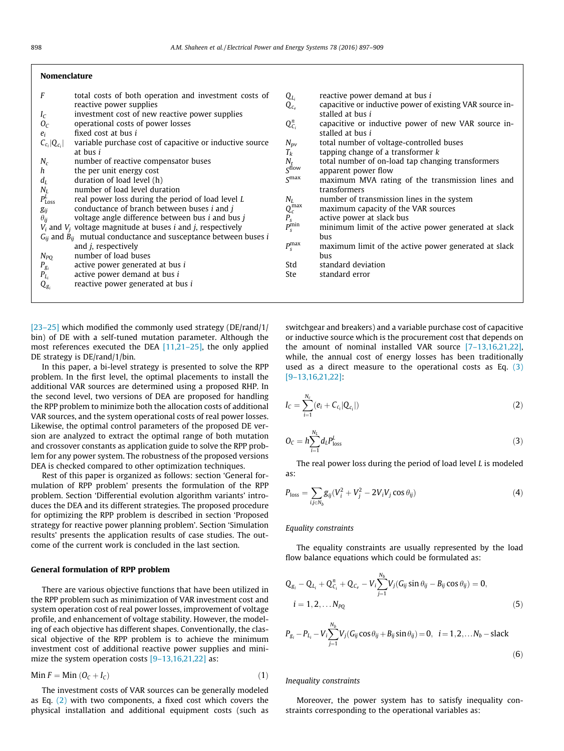## Nomenclature

| | | | |
|---|---|---|---|
| $F$ | total costs of both operation and investment costs of reactive power supplies | $Q_{L_i}$ | reactive power demand at bus $i$ |
| $I_C$ | investment cost of new reactive power supplies | $Q_{C_e}$ | capacitive or inductive power of existing VAR source installed at bus $i$ |
| $O_C$ | operational costs of power losses | $Q^n_{C_i}$ | capacitive or inductive power of new VAR source installed at bus $i$ |
| $e_i$ | fixed cost at bus $i$ | $N_{pv}$ | total number of voltage-controlled buses |
| $C_{c_i}\lvert Q_{c_i}\rvert$ | variable purchase cost of capacitive or inductive source at bus $i$ | $T_k$ | tapping change of a transformer $k$ |
| $N_c$ | number of reactive compensator buses | $N_t$ | total number of on-load tap changing transformers |
| $h$ | the per unit energy cost | $S^{\text{flow}}$ | apparent power flow |
| $d_L$ | duration of load level (h) | $S^{\max}$ | maximum MVA rating of the transmission lines and transformers |
| $N_L$ | number of load level duration | $N_L$ | number of transmission lines in the system |
| $P^L_{\text{Loss}}$ | real power loss during the period of load level $L$ | $Q_c^{\max}$ | maximum capacity of the VAR sources |
| $g_{ij}$ | conductance of branch between buses $i$ and $j$ | $P_s$ | active power at slack bus |
| $\theta_{ij}$ | voltage angle difference between bus $i$ and bus $j$ | $P_s^{\min}$ | minimum limit of the active power generated at slack bus |
| $V_i$ and $V_j$ | voltage magnitude at buses $i$ and $j$, respectively | $P_s^{\max}$ | maximum limit of the active power generated at slack bus |
| $G_{ij}$ and $B_{ij}$ | mutual conductance and susceptance between buses $i$ and $j$, respectively | Std | standard deviation |
| $N_{PQ}$ | number of load buses | Ste | standard error |
| $P_{g_i}$ | active power generated at bus $i$ | | |
| $P_{L_i}$ | active power demand at bus $i$ | | |
| $Q_{g_i}$ | reactive power generated at bus $i$ | | |

[23–25] which modified the commonly used strategy (DE/rand/1/bin) of DE with a self-tuned mutation parameter. Although the most references executed the DEA [11,21–25], the only applied DE strategy is DE/rand/1/bin.

In this paper, a bi-level strategy is presented to solve the RPP problem. In the first level, the optimal placements to install the additional VAR sources are determined using a proposed RHP. In the second level, two versions of DEA are proposed for handling the RPP problem to minimize both the allocation costs of additional VAR sources, and the system operational costs of real power losses. Likewise, the optimal control parameters of the proposed DE version are analyzed to extract the optimal range of both mutation and crossover constants as application guide to solve the RPP problem for any power system. The robustness of the proposed versions DEA is checked compared to other optimization techniques.

Rest of this paper is organized as follows: section 'General formulation of RPP problem' presents the formulation of the RPP problem. Section 'Differential evolution algorithm variants' introduces the DEA and its different strategies. The proposed procedure for optimizing the RPP problem is described in section 'Proposed strategy for reactive power planning problem'. Section 'Simulation results' presents the application results of case studies. The outcome of the current work is concluded in the last section.

## General formulation of RPP problem

There are various objective functions that have been utilized in the RPP problem such as minimization of VAR investment cost and system operation cost of real power losses, improvement of voltage profile, and enhancement of voltage stability. However, the modeling of each objective has different shapes. Conventionally, the classical objective of the RPP problem is to achieve the minimum investment cost of additional reactive power supplies and minimize the system operation costs [9–13,16,21,22] as:

$$\text{Min } F = \text{Min }(O_C + I_C) \tag{1}$$

The investment costs of VAR sources can be generally modeled as Eq. (2) with two components, a fixed cost which covers the physical installation and additional equipment costs (such as switchgear and breakers) and a variable purchase cost of capacitive or inductive source which is the procurement cost that depends on the amount of nominal installed VAR source [7–13,16,21,22], while, the annual cost of energy losses has been traditionally used as a direct measure to the operational costs as Eq. (3) [9–13,16,21,22]:

$$I_C = \sum_{i=1}^{N_c} (e_i + C_{c_i}|Q_{c_i}|) \tag{2}$$

$$O_C = h \sum_{i=1}^{N_L} d_L P^L_{\text{loss}} \tag{3}$$

The real power loss during the period of load level $L$ is modeled as:

$$P_{\text{loss}} = \sum_{i,j \in N_b} g_{ij}(V_i^2 + V_j^2 - 2V_iV_j \cos\theta_{ij}) \tag{4}$$

*Equality constraints*

The equality constraints are usually represented by the load flow balance equations which could be formulated as:

$$Q_{g_i} - Q_{L_i} + Q^n_{C_i} + Q_{C_e} - V_i \sum_{j=1}^{N_b} V_j (G_{ij} \sin\theta_{ij} - B_{ij}\cos\theta_{ij}) = 0, \quad i = 1, 2, \ldots N_{PQ} \tag{5}$$

$$P_{g_i} - P_{L_i} - V_i \sum_{j=1}^{N_b} V_j (G_{ij}\cos\theta_{ij} + B_{ij}\sin\theta_{ij}) = 0, \quad i = 1, 2, \ldots N_b - \text{slack} \tag{6}$$

*Inequality constraints*

Moreover, the power system has to satisfy inequality constraints corresponding to the operational variables as: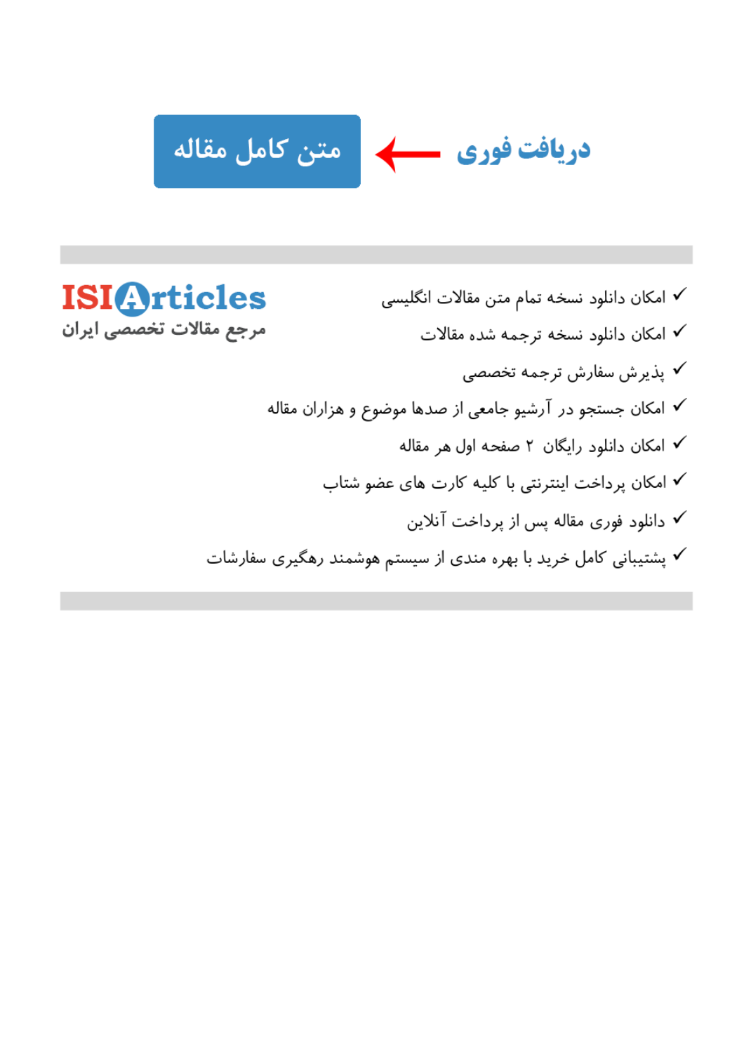دریافت فوری ← متن کامل مقاله

**ISIArticles**
مرجع مقالات تخصصی ایران

- ✓ امکان دانلود نسخه تمام متن مقالات انگلیسی
- ✓ امکان دانلود نسخه ترجمه شده مقالات
- ✓ پذیرش سفارش ترجمه تخصصی
- ✓ امکان جستجو در آرشیو جامعی از صدها موضوع و هزاران مقاله
- ✓ امکان دانلود رایگان ۲ صفحه اول هر مقاله
- ✓ امکان پرداخت اینترنتی با کلیه کارت های عضو شتاب
- ✓ دانلود فوری مقاله پس از پرداخت آنلاین
- ✓ پشتیبانی کامل خرید با بهره مندی از سیستم هوشمند رهگیری سفارشات